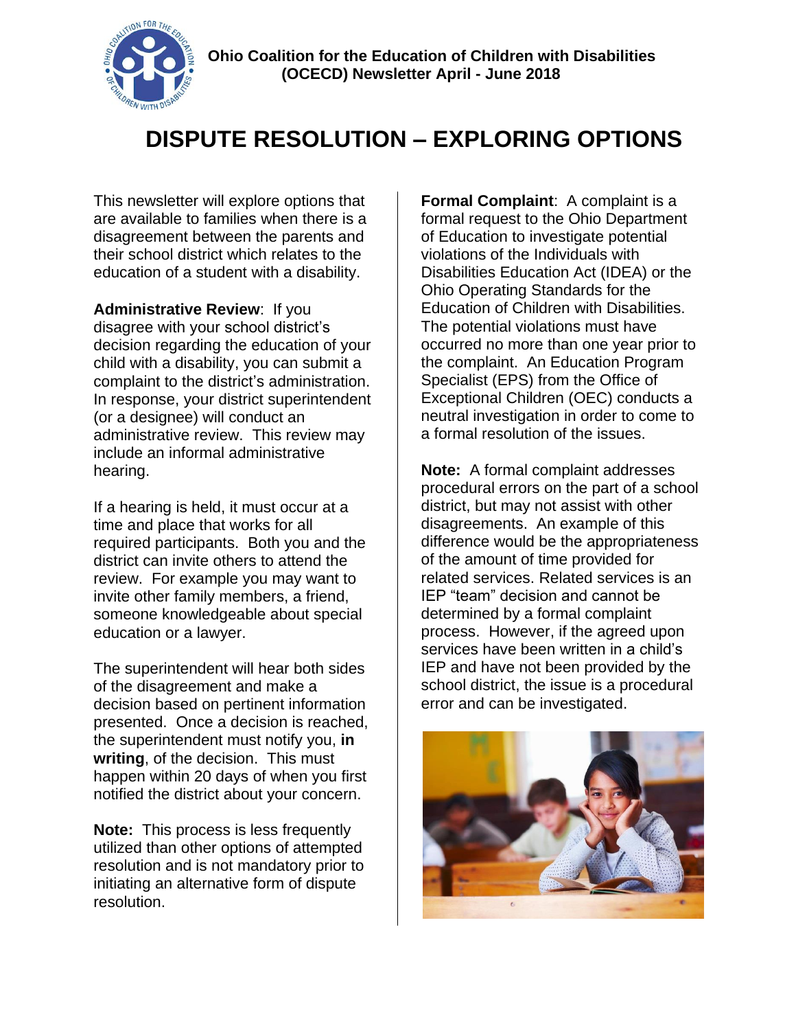**Ohio Coalition for the Education of Children with Disabilities (OCECD) Newsletter April - June 2018**

# DISPUTE RESOLUTION – EXPLORING OPTIONS

This newsletter will explore options that are available to families when there is a disagreement between the parents and their school district which relates to the education of a student with a disability.

**Administrative Review**: If you disagree with your school district's decision regarding the education of your child with a disability, you can submit a complaint to the district's administration. In response, your district superintendent (or a designee) will conduct an administrative review. This review may include an informal administrative hearing.

If a hearing is held, it must occur at a time and place that works for all required participants. Both you and the district can invite others to attend the review. For example you may want to invite other family members, a friend, someone knowledgeable about special education or a lawyer.

The superintendent will hear both sides of the disagreement and make a decision based on pertinent information presented. Once a decision is reached, the superintendent must notify you, **in writing**, of the decision. This must happen within 20 days of when you first notified the district about your concern.

**Note:** This process is less frequently utilized than other options of attempted resolution and is not mandatory prior to initiating an alternative form of dispute resolution.

**Formal Complaint**: A complaint is a formal request to the Ohio Department of Education to investigate potential violations of the Individuals with Disabilities Education Act (IDEA) or the Ohio Operating Standards for the Education of Children with Disabilities. The potential violations must have occurred no more than one year prior to the complaint. An Education Program Specialist (EPS) from the Office of Exceptional Children (OEC) conducts a neutral investigation in order to come to a formal resolution of the issues.

**Note:** A formal complaint addresses procedural errors on the part of a school district, but may not assist with other disagreements. An example of this difference would be the appropriateness of the amount of time provided for related services. Related services is an IEP "team" decision and cannot be determined by a formal complaint process. However, if the agreed upon services have been written in a child's IEP and have not been provided by the school district, the issue is a procedural error and can be investigated.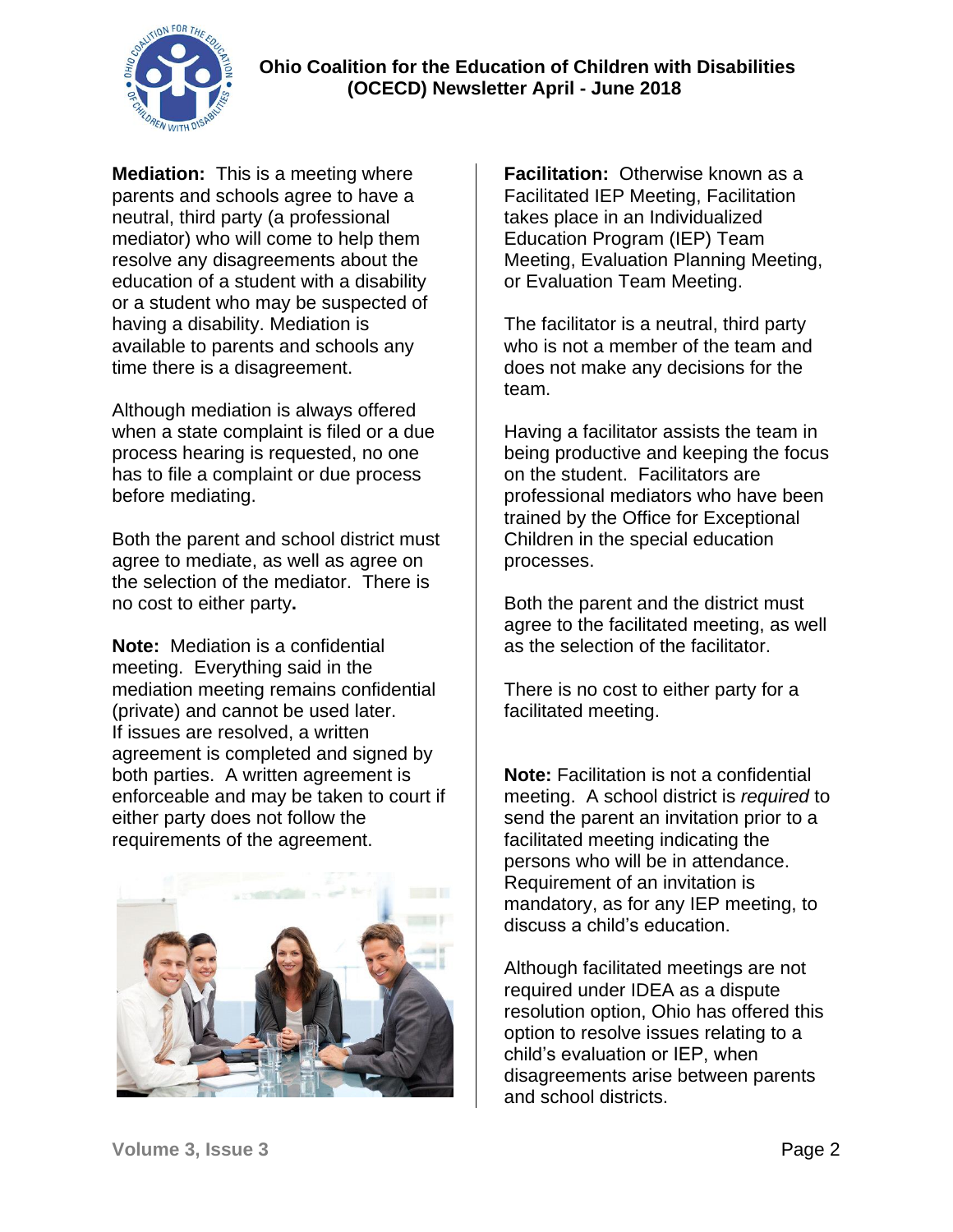**Mediation:** This is a meeting where parents and schools agree to have a neutral, third party (a professional mediator) who will come to help them resolve any disagreements about the education of a student with a disability or a student who may be suspected of having a disability. Mediation is available to parents and schools any time there is a disagreement.

Although mediation is always offered when a state complaint is filed or a due process hearing is requested, no one has to file a complaint or due process before mediating.

Both the parent and school district must agree to mediate, as well as agree on the selection of the mediator. There is no cost to either party**.**

**Note:** Mediation is a confidential meeting. Everything said in the mediation meeting remains confidential (private) and cannot be used later. If issues are resolved, a written agreement is completed and signed by both parties. A written agreement is enforceable and may be taken to court if either party does not follow the requirements of the agreement.

**Facilitation:** Otherwise known as a Facilitated IEP Meeting, Facilitation takes place in an Individualized Education Program (IEP) Team Meeting, Evaluation Planning Meeting, or Evaluation Team Meeting.

The facilitator is a neutral, third party who is not a member of the team and does not make any decisions for the team.

Having a facilitator assists the team in being productive and keeping the focus on the student. Facilitators are professional mediators who have been trained by the Office for Exceptional Children in the special education processes.

Both the parent and the district must agree to the facilitated meeting, as well as the selection of the facilitator.

There is no cost to either party for a facilitated meeting.

**Note:** Facilitation is not a confidential meeting. A school district is *required* to send the parent an invitation prior to a facilitated meeting indicating the persons who will be in attendance. Requirement of an invitation is mandatory, as for any IEP meeting, to discuss a child's education.

Although facilitated meetings are not required under IDEA as a dispute resolution option, Ohio has offered this option to resolve issues relating to a child's evaluation or IEP, when disagreements arise between parents and school districts.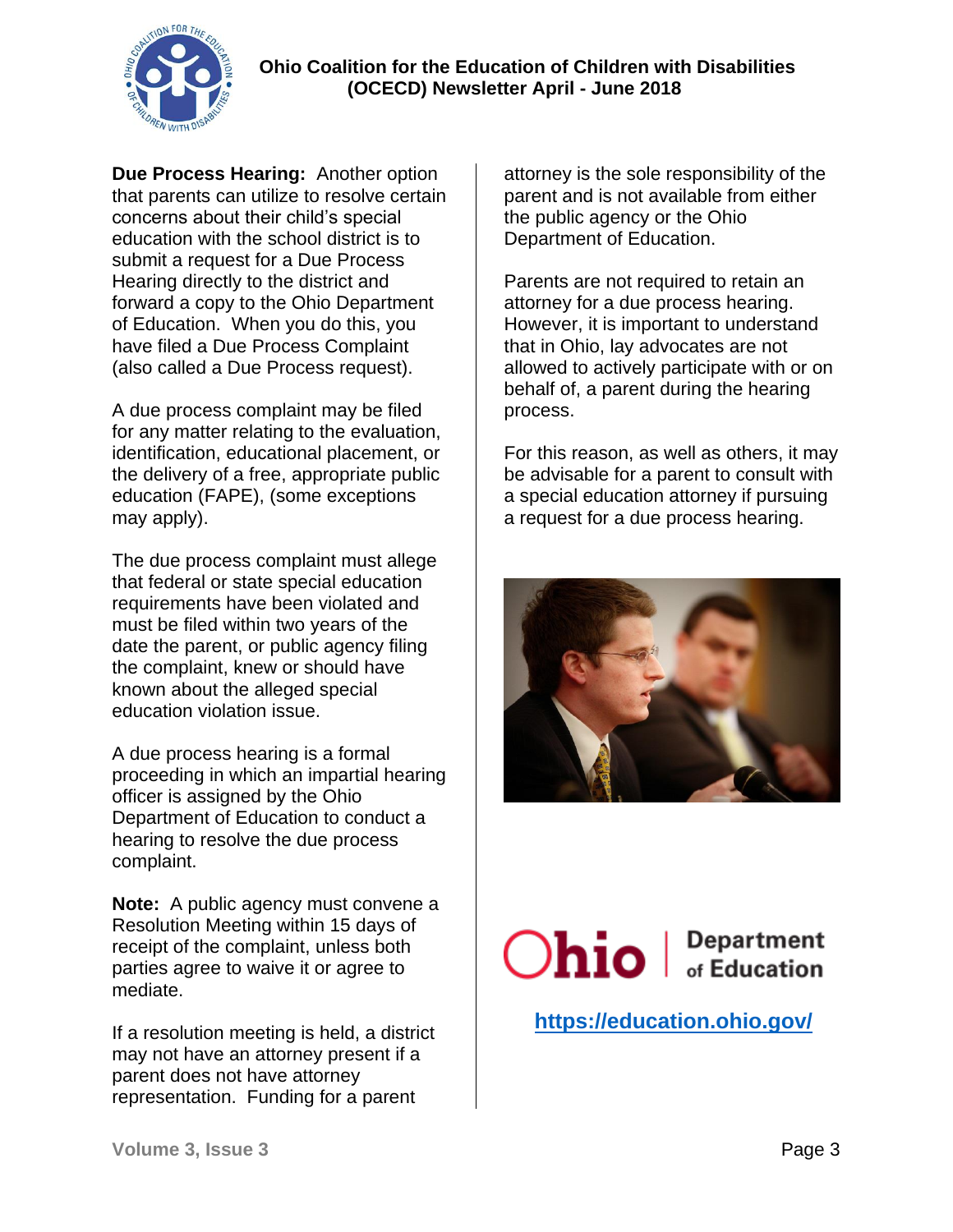**Due Process Hearing:** Another option that parents can utilize to resolve certain concerns about their child's special education with the school district is to submit a request for a Due Process Hearing directly to the district and forward a copy to the Ohio Department of Education. When you do this, you have filed a Due Process Complaint (also called a Due Process request).

A due process complaint may be filed for any matter relating to the evaluation, identification, educational placement, or the delivery of a free, appropriate public education (FAPE), (some exceptions may apply).

The due process complaint must allege that federal or state special education requirements have been violated and must be filed within two years of the date the parent, or public agency filing the complaint, knew or should have known about the alleged special education violation issue.

A due process hearing is a formal proceeding in which an impartial hearing officer is assigned by the Ohio Department of Education to conduct a hearing to resolve the due process complaint.

**Note:** A public agency must convene a Resolution Meeting within 15 days of receipt of the complaint, unless both parties agree to waive it or agree to mediate.

If a resolution meeting is held, a district may not have an attorney present if a parent does not have attorney representation. Funding for a parent attorney is the sole responsibility of the parent and is not available from either the public agency or the Ohio Department of Education.

Parents are not required to retain an attorney for a due process hearing. However, it is important to understand that in Ohio, lay advocates are not allowed to actively participate with or on behalf of, a parent during the hearing process.

For this reason, as well as others, it may be advisable for a parent to consult with a special education attorney if pursuing a request for a due process hearing.

Ohio | Department of Education

https://education.ohio.gov/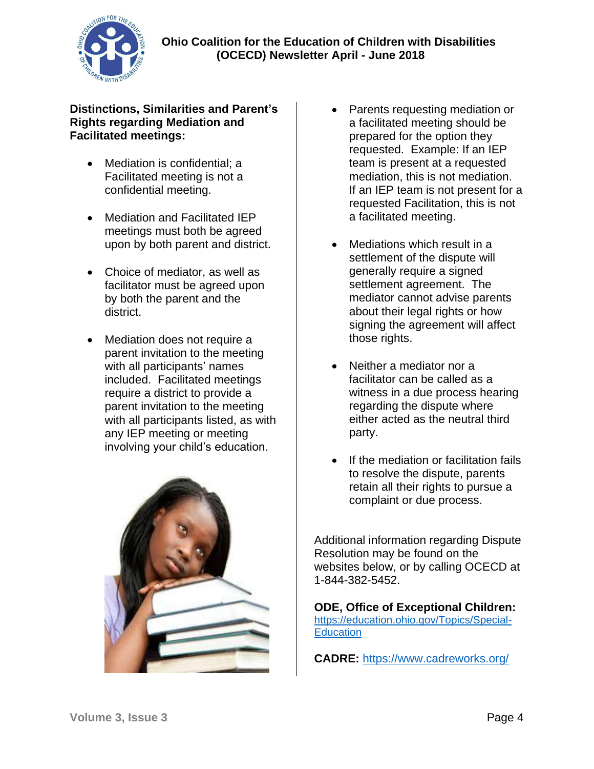**Distinctions, Similarities and Parent's Rights regarding Mediation and Facilitated meetings:**

- Mediation is confidential; a Facilitated meeting is not a confidential meeting.
- Mediation and Facilitated IEP meetings must both be agreed upon by both parent and district.
- Choice of mediator, as well as facilitator must be agreed upon by both the parent and the district.
- Mediation does not require a parent invitation to the meeting with all participants' names included. Facilitated meetings require a district to provide a parent invitation to the meeting with all participants listed, as with any IEP meeting or meeting involving your child's education.
- Parents requesting mediation or a facilitated meeting should be prepared for the option they requested. Example: If an IEP team is present at a requested mediation, this is not mediation. If an IEP team is not present for a requested Facilitation, this is not a facilitated meeting.
- Mediations which result in a settlement of the dispute will generally require a signed settlement agreement. The mediator cannot advise parents about their legal rights or how signing the agreement will affect those rights.
- Neither a mediator nor a facilitator can be called as a witness in a due process hearing regarding the dispute where either acted as the neutral third party.
- If the mediation or facilitation fails to resolve the dispute, parents retain all their rights to pursue a complaint or due process.

Additional information regarding Dispute Resolution may be found on the websites below, or by calling OCECD at 1-844-382-5452.

**ODE, Office of Exceptional Children:** https://education.ohio.gov/Topics/Special-Education

**CADRE:** https://www.cadreworks.org/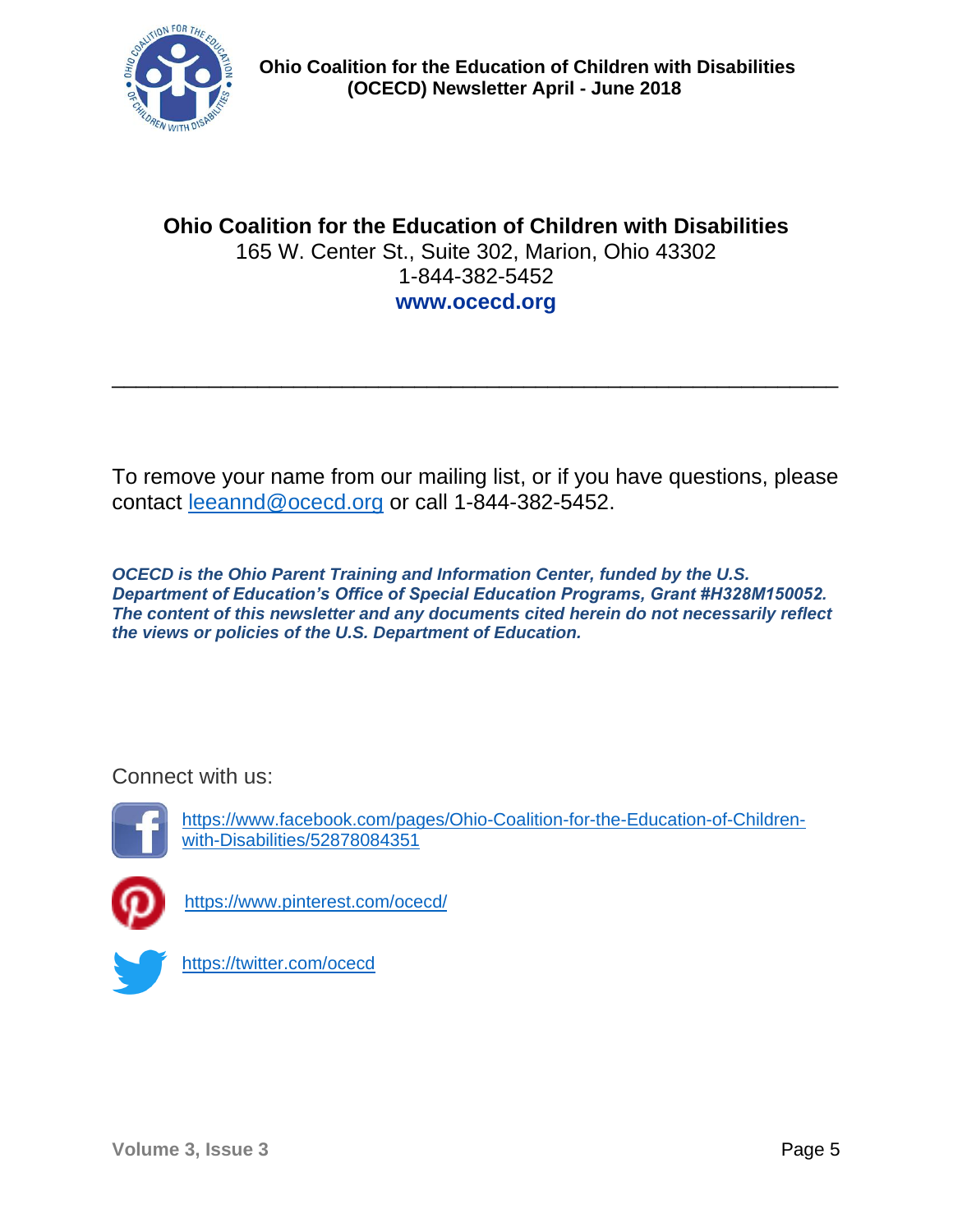**Ohio Coalition for the Education of Children with Disabilities**
165 W. Center St., Suite 302, Marion, Ohio 43302
1-844-382-5452
**www.ocecd.org**

---

To remove your name from our mailing list, or if you have questions, please contact leeannd@ocecd.org or call 1-844-382-5452.

***OCECD is the Ohio Parent Training and Information Center, funded by the U.S. Department of Education's Office of Special Education Programs, Grant #H328M150052. The content of this newsletter and any documents cited herein do not necessarily reflect the views or policies of the U.S. Department of Education.***

Connect with us:

https://www.facebook.com/pages/Ohio-Coalition-for-the-Education-of-Children-with-Disabilities/52878084351

https://www.pinterest.com/ocecd/

https://twitter.com/ocecd